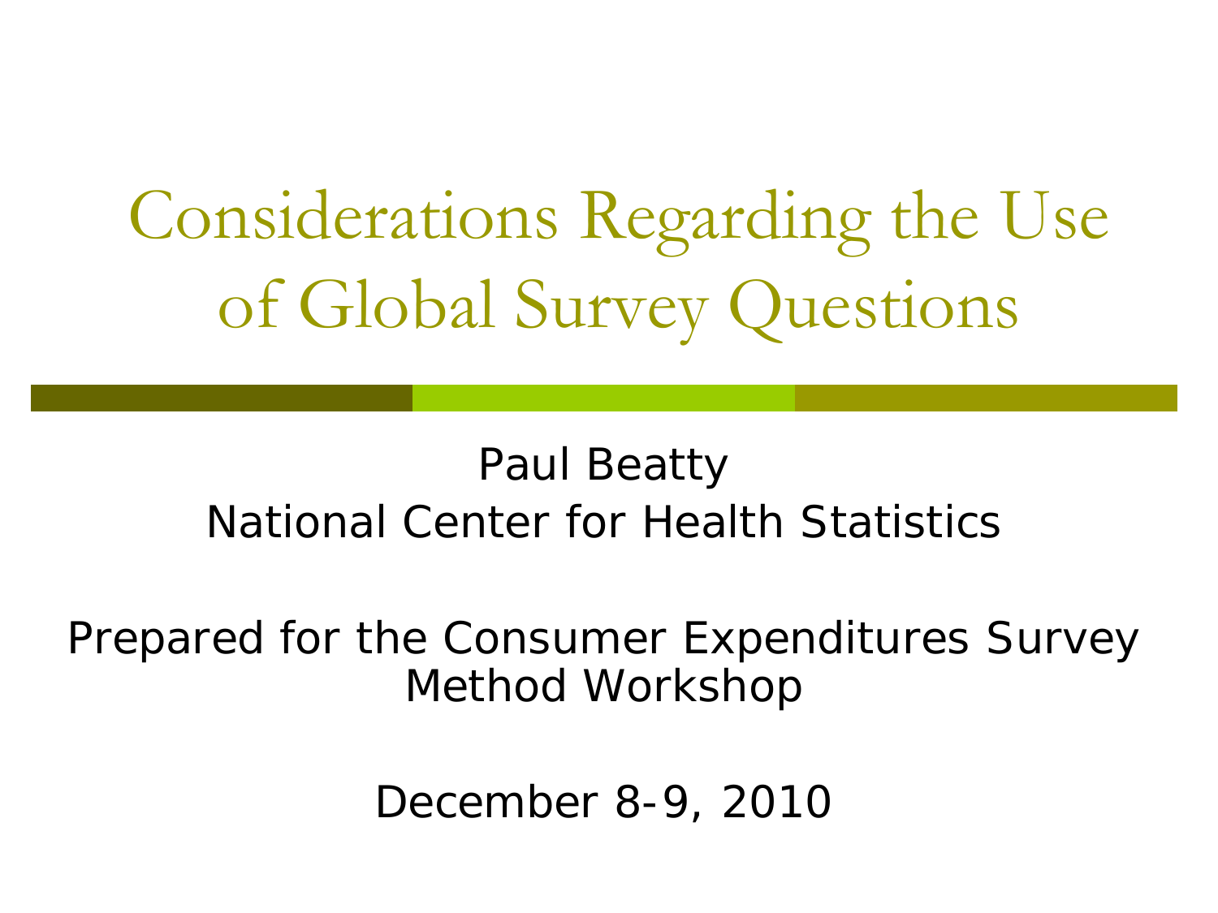# Considerations Regarding the Use of Global Survey Questions

Paul Beatty
National Center for Health Statistics

Prepared for the Consumer Expenditures Survey Method Workshop

December 8-9, 2010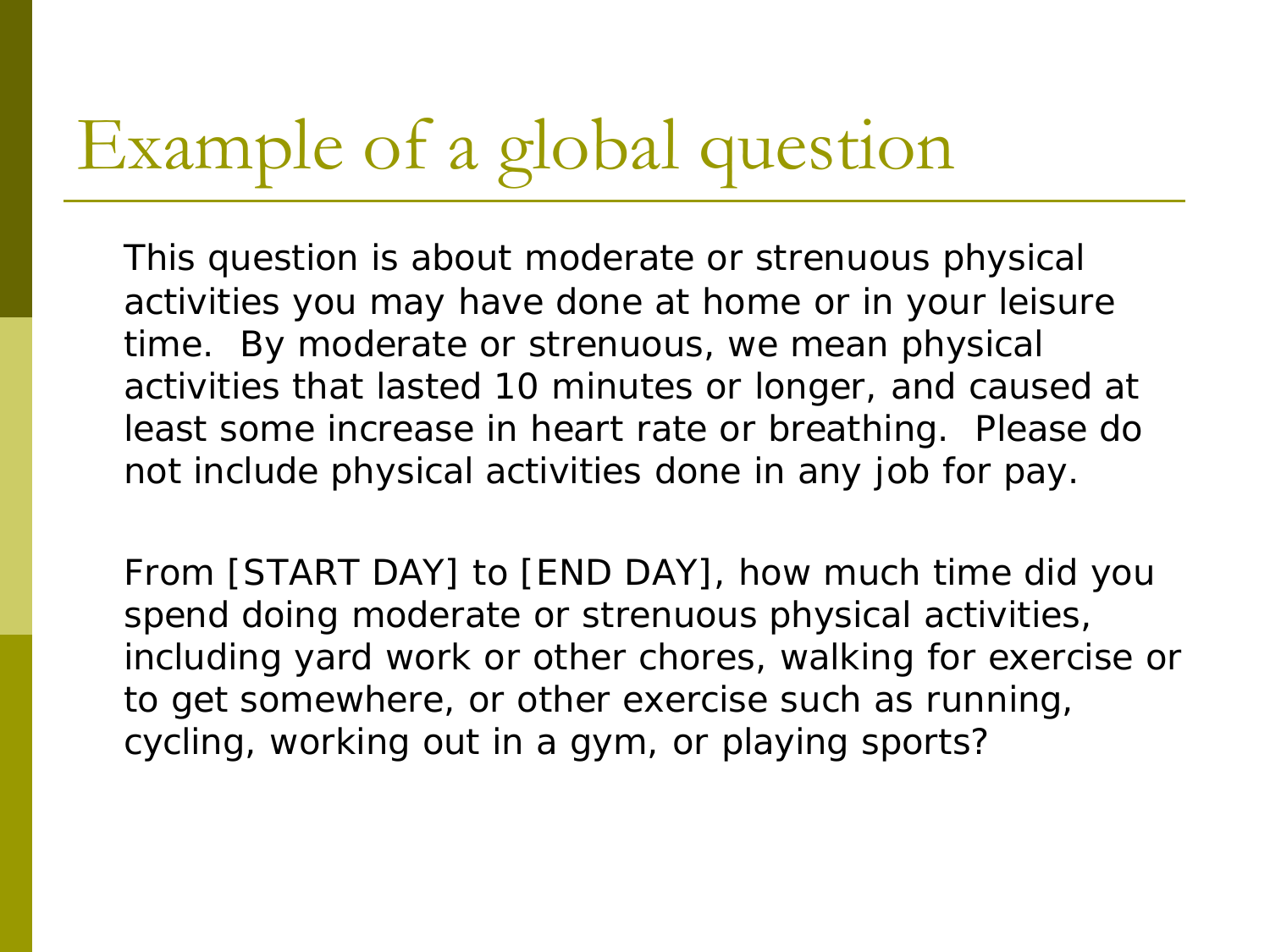# Example of a global question

This question is about moderate or strenuous physical activities you may have done at home or in your leisure time. By moderate or strenuous, we mean physical activities that lasted 10 minutes or longer, and caused at least some increase in heart rate or breathing. Please do not include physical activities done in any job for pay.

From [START DAY] to [END DAY], how much time did you spend doing moderate or strenuous physical activities, including yard work or other chores, walking for exercise or to get somewhere, or other exercise such as running, cycling, working out in a gym, or playing sports?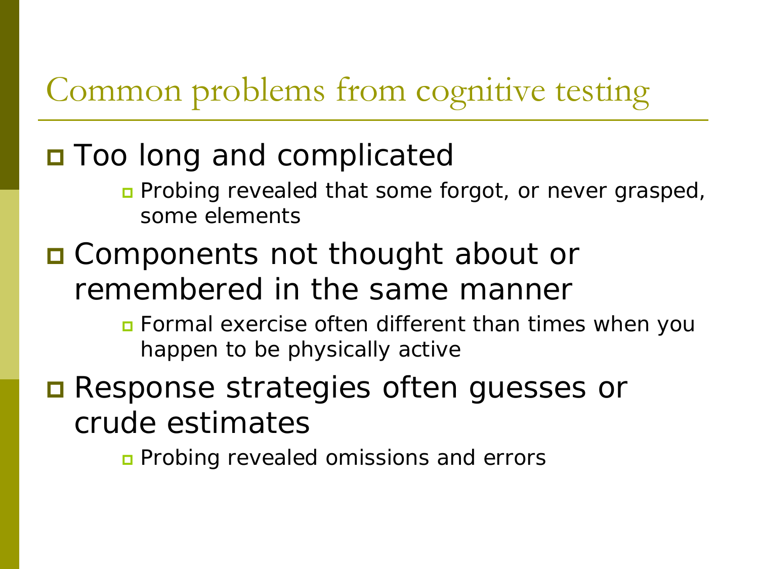# Common problems from cognitive testing

- Too long and complicated
  - Probing revealed that some forgot, or never grasped, some elements
- Components not thought about or remembered in the same manner
  - Formal exercise often different than times when you happen to be physically active
- Response strategies often guesses or crude estimates
  - Probing revealed omissions and errors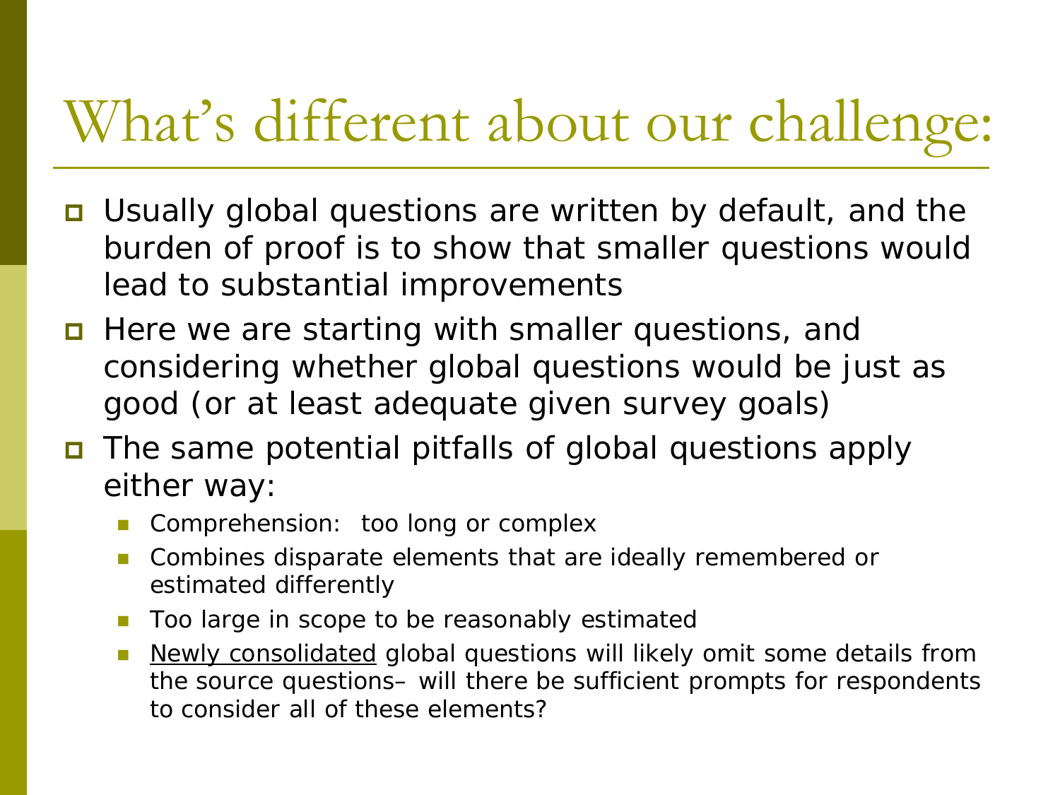# What's different about our challenge:

- Usually global questions are written by default, and the burden of proof is to show that smaller questions would lead to substantial improvements
- Here we are starting with smaller questions, and considering whether global questions would be just as good (or at least adequate given survey goals)
- The same potential pitfalls of global questions apply either way:
  - Comprehension: too long or complex
  - Combines disparate elements that are ideally remembered or estimated differently
  - Too large in scope to be reasonably estimated
  - <u>Newly consolidated</u> global questions will likely omit some details from the source questions– will there be sufficient prompts for respondents to consider all of these elements?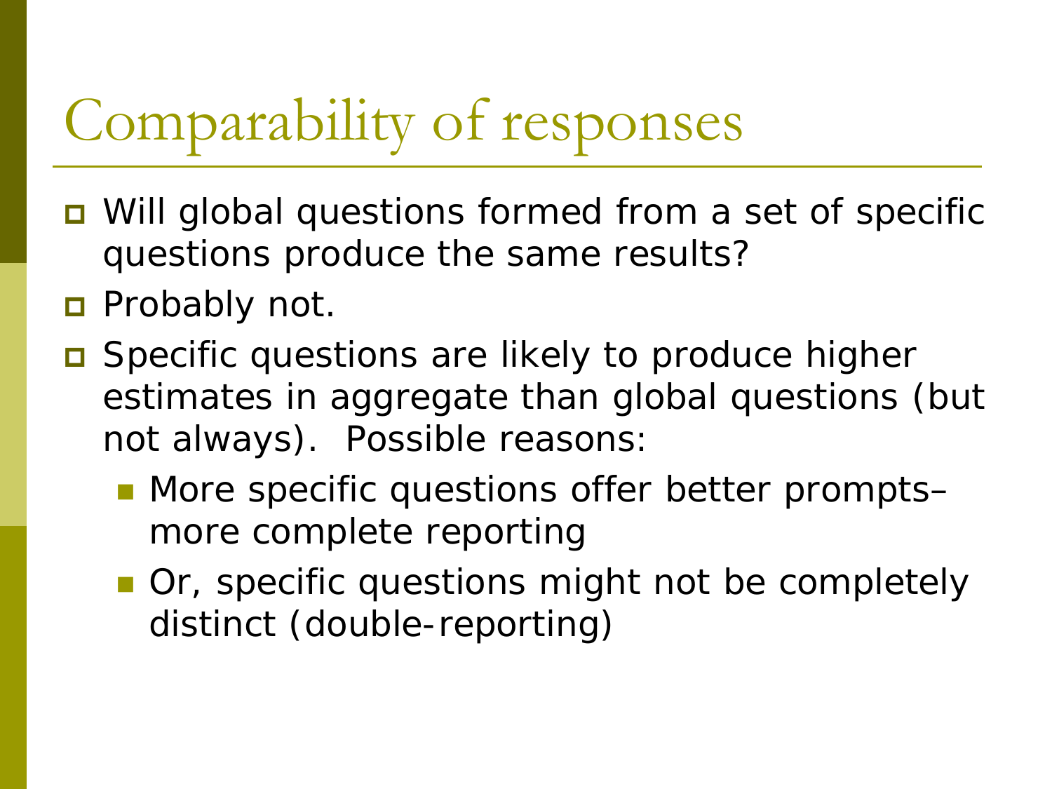# Comparability of responses

- Will global questions formed from a set of specific questions produce the same results?
- Probably not.
- Specific questions are likely to produce higher estimates in aggregate than global questions (but not always). Possible reasons:
  - More specific questions offer better prompts– more complete reporting
  - Or, specific questions might not be completely distinct (double-reporting)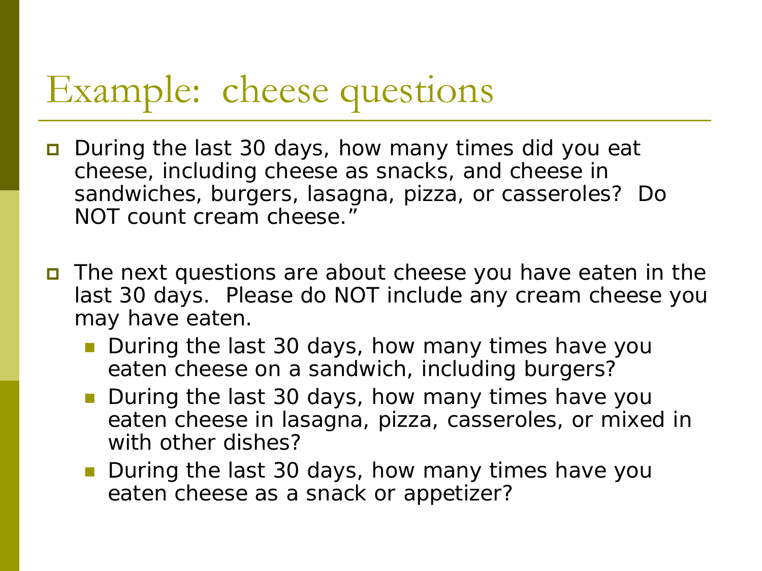# Example: cheese questions

- During the last 30 days, how many times did you eat cheese, including cheese as snacks, and cheese in sandwiches, burgers, lasagna, pizza, or casseroles? Do NOT count cream cheese."

- The next questions are about cheese you have eaten in the last 30 days. Please do NOT include any cream cheese you may have eaten.
  - During the last 30 days, how many times have you eaten cheese on a sandwich, including burgers?
  - During the last 30 days, how many times have you eaten cheese in lasagna, pizza, casseroles, or mixed in with other dishes?
  - During the last 30 days, how many times have you eaten cheese as a snack or appetizer?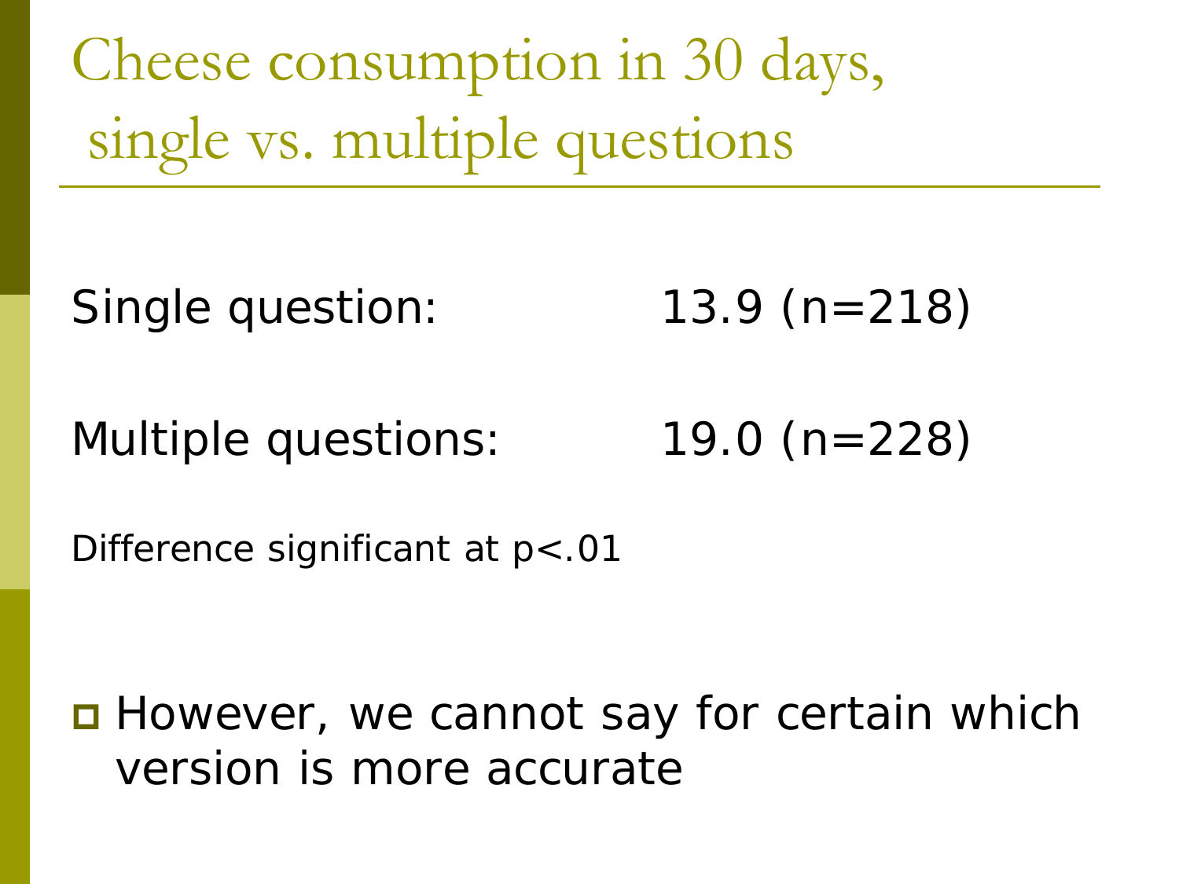# Cheese consumption in 30 days, single vs. multiple questions

Single question: 13.9 (n=218)

Multiple questions: 19.0 (n=228)

Difference significant at $p<.01$

- However, we cannot say for certain which version is more accurate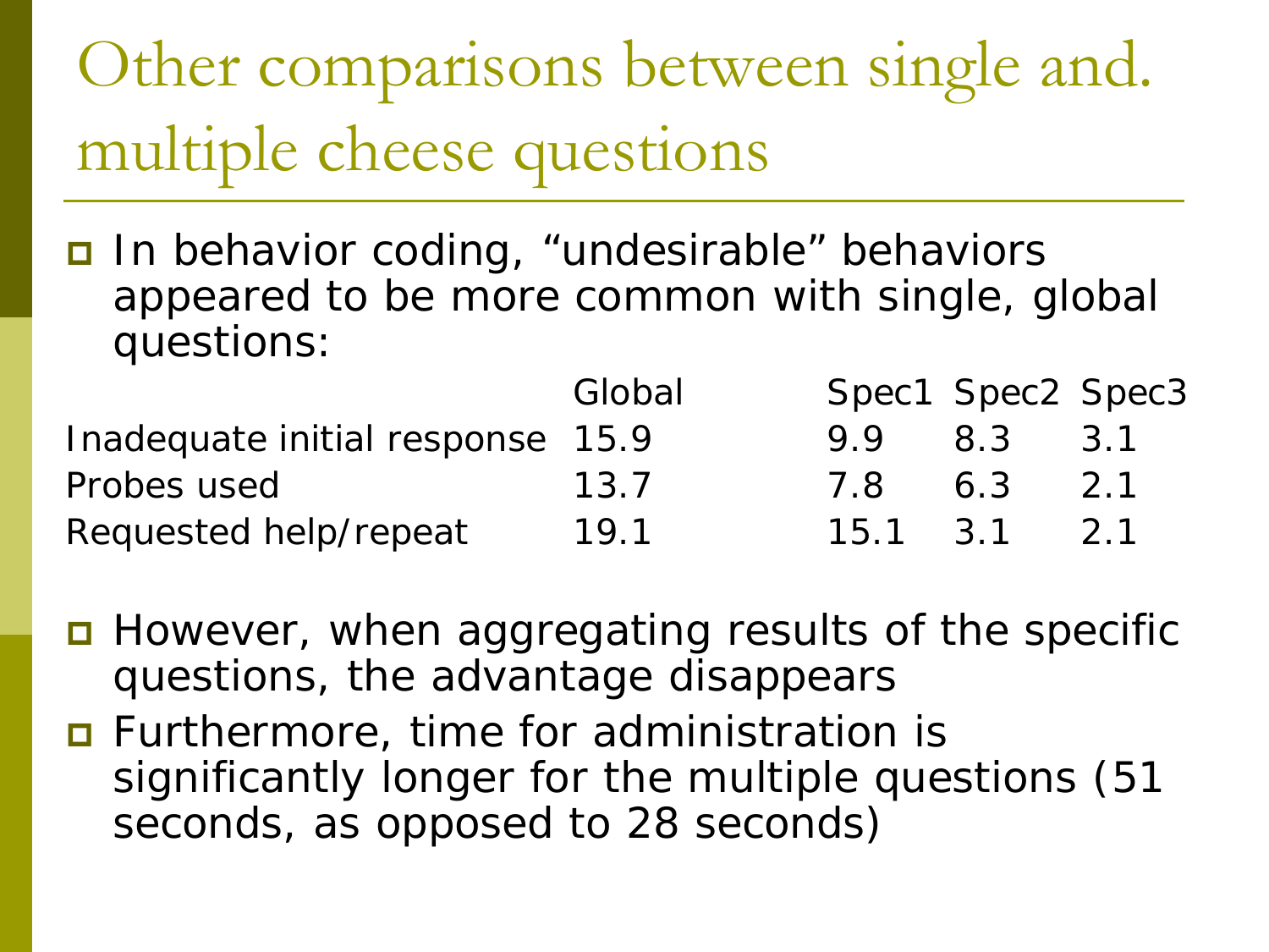# Other comparisons between single and. multiple cheese questions

- In behavior coding, "undesirable" behaviors appeared to be more common with single, global questions:

| | Global | Spec1 | Spec2 | Spec3 |
|---|---|---|---|---|
| Inadequate initial response | 15.9 | 9.9 | 8.3 | 3.1 |
| Probes used | 13.7 | 7.8 | 6.3 | 2.1 |
| Requested help/repeat | 19.1 | 15.1 | 3.1 | 2.1 |

- However, when aggregating results of the specific questions, the advantage disappears
- Furthermore, time for administration is significantly longer for the multiple questions (51 seconds, as opposed to 28 seconds)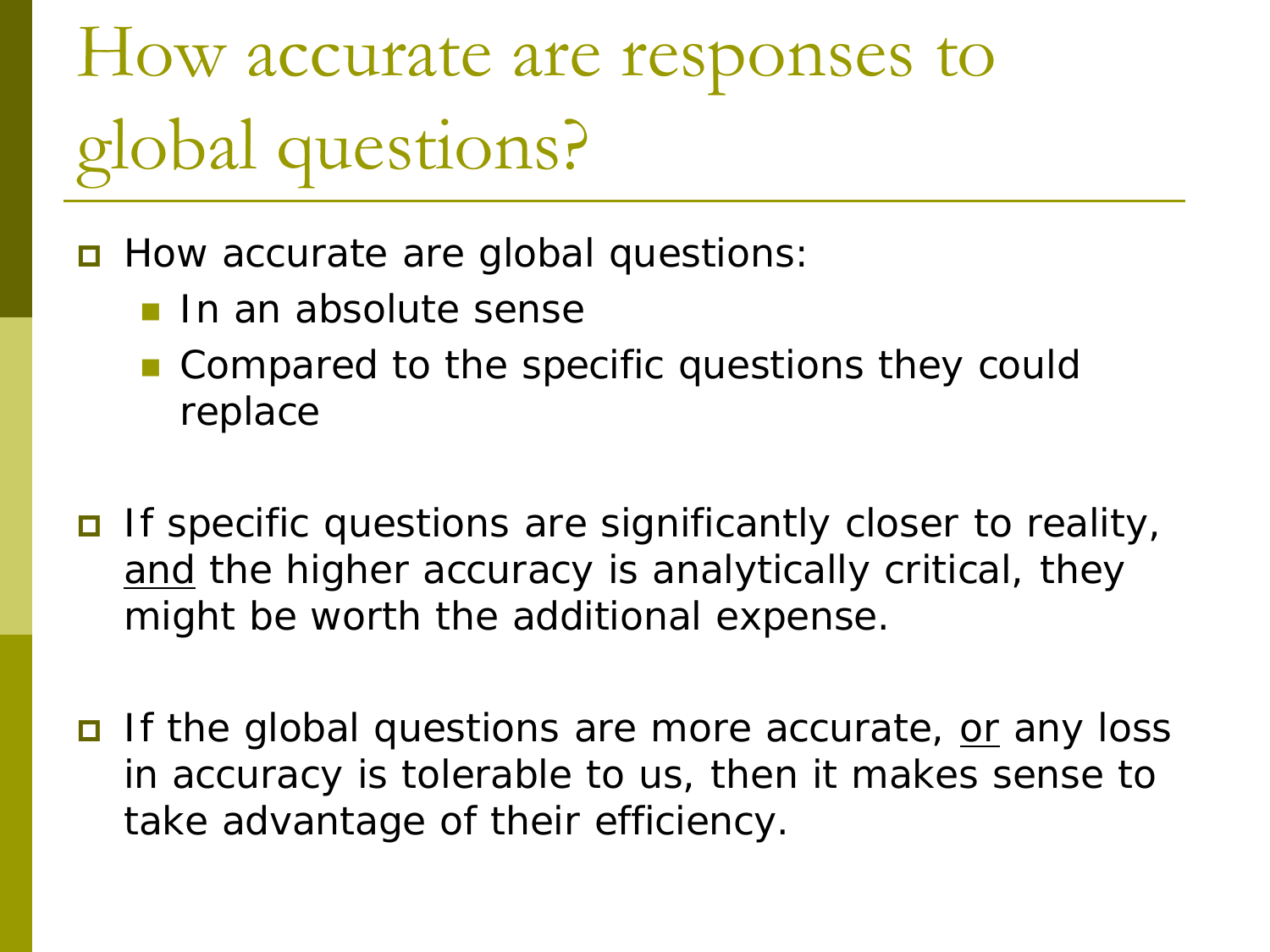# How accurate are responses to global questions?

- How accurate are global questions:
  - In an absolute sense
  - Compared to the specific questions they could replace

- If specific questions are significantly closer to reality, <u>and</u> the higher accuracy is analytically critical, they might be worth the additional expense.

- If the global questions are more accurate, <u>or</u> any loss in accuracy is tolerable to us, then it makes sense to take advantage of their efficiency.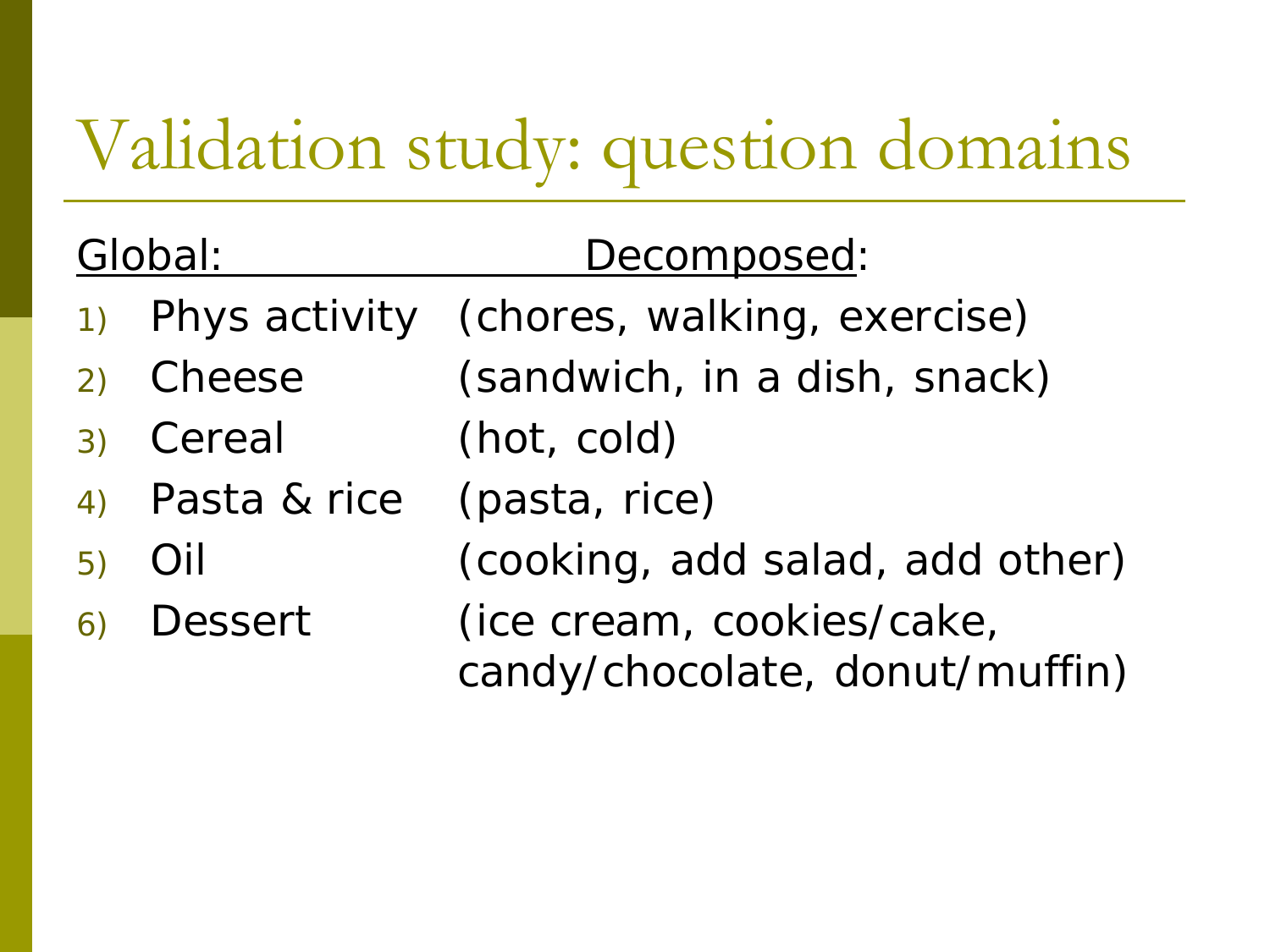# Validation study: question domains

| | Global: | Decomposed: |
| --- | --- | --- |
| 1) | Phys activity | (chores, walking, exercise) |
| 2) | Cheese | (sandwich, in a dish, snack) |
| 3) | Cereal | (hot, cold) |
| 4) | Pasta & rice | (pasta, rice) |
| 5) | Oil | (cooking, add salad, add other) |
| 6) | Dessert | (ice cream, cookies/cake, candy/chocolate, donut/muffin) |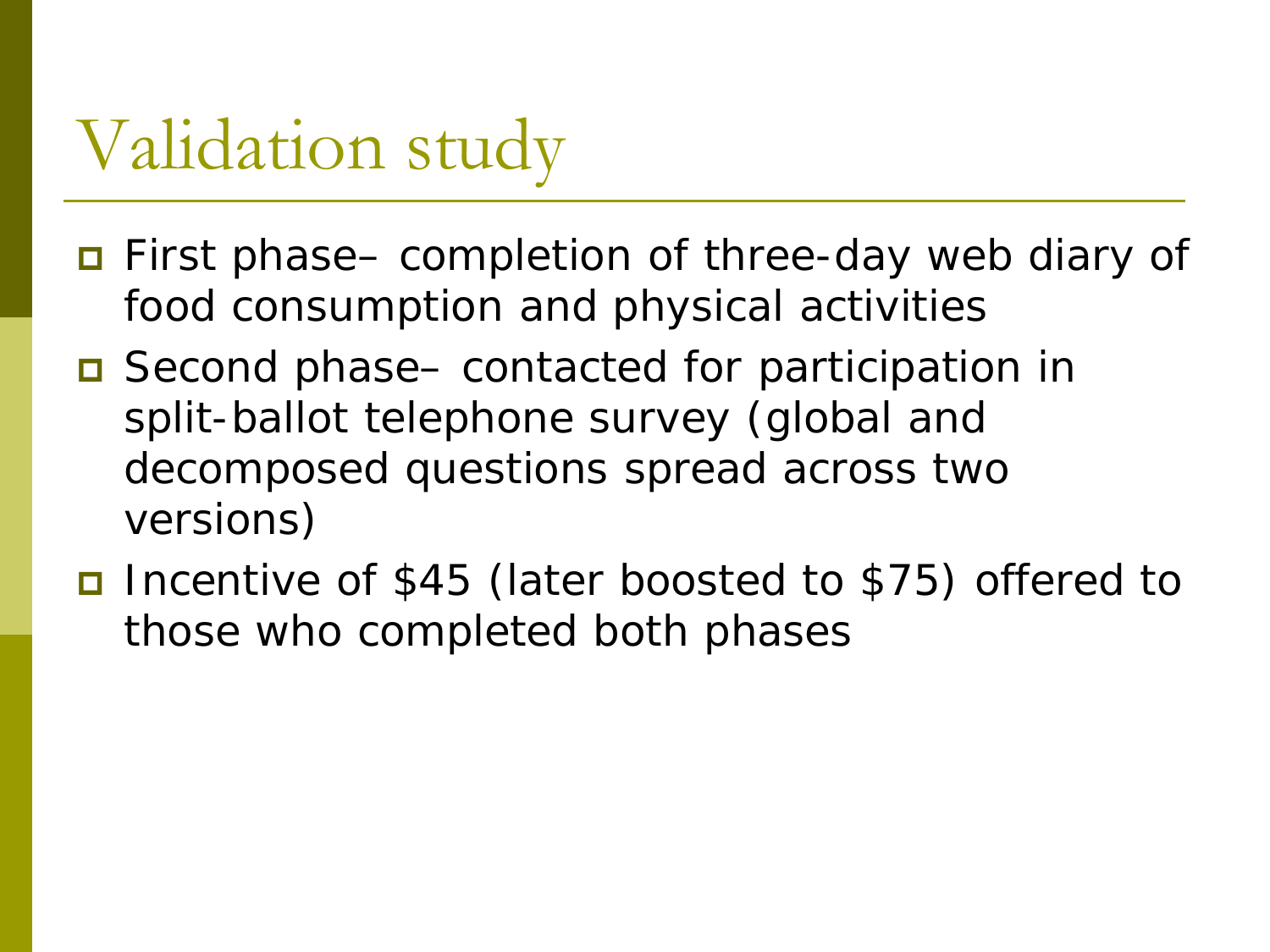# Validation study

- First phase– completion of three-day web diary of food consumption and physical activities
- Second phase– contacted for participation in split-ballot telephone survey (global and decomposed questions spread across two versions)
- Incentive of $45 (later boosted to $75) offered to those who completed both phases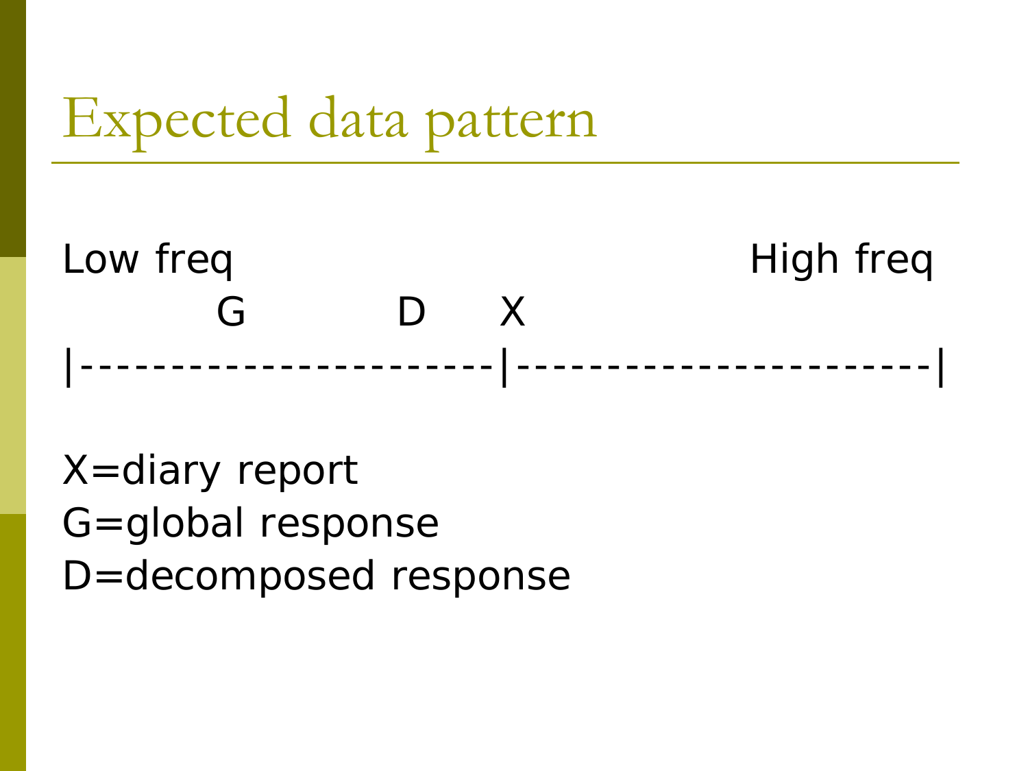# Expected data pattern

```
Low freq                                              High freq
          G            D      X
|-----------------------|------------------------|
```

X=diary report

G=global response

D=decomposed response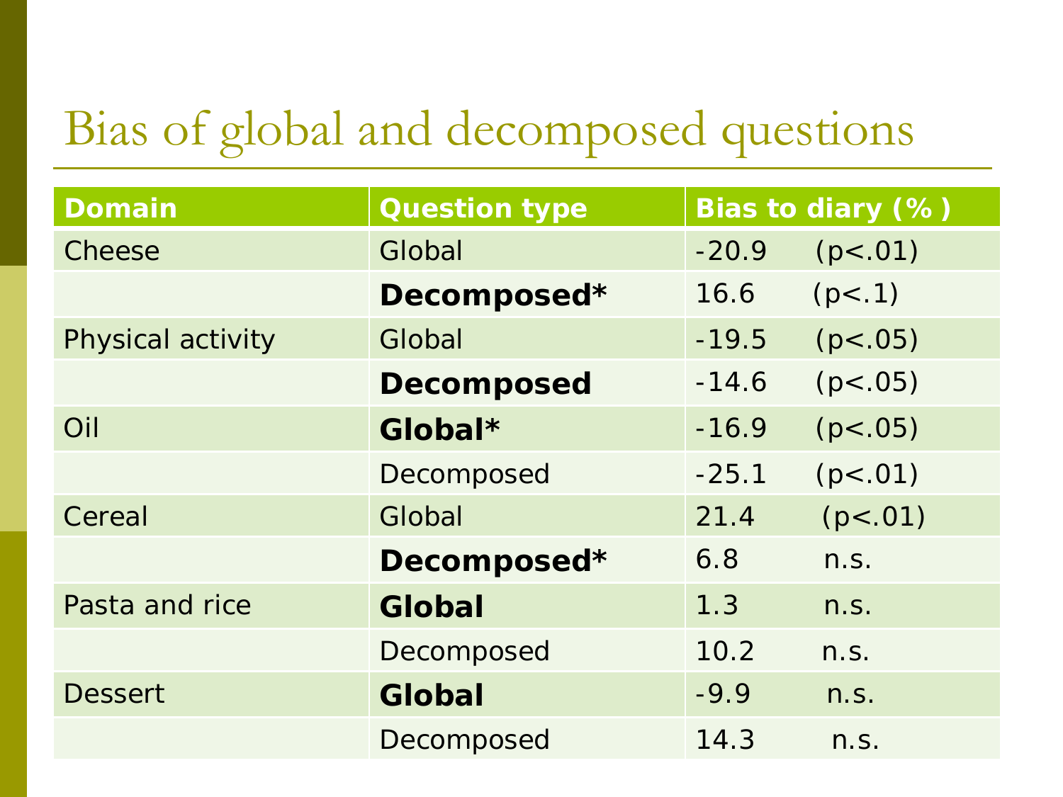# Bias of global and decomposed questions

| Domain | Question type | Bias to diary (%) |
|---|---|---|
| Cheese | Global | -20.9 (p<.01) |
| | **Decomposed*** | 16.6 (p<.1) |
| Physical activity | Global | -19.5 (p<.05) |
| | **Decomposed** | -14.6 (p<.05) |
| Oil | **Global*** | -16.9 (p<.05) |
| | Decomposed | -25.1 (p<.01) |
| Cereal | Global | 21.4 (p<.01) |
| | **Decomposed*** | 6.8 n.s. |
| Pasta and rice | **Global** | 1.3 n.s. |
| | Decomposed | 10.2 n.s. |
| Dessert | **Global** | -9.9 n.s. |
| | Decomposed | 14.3 n.s. |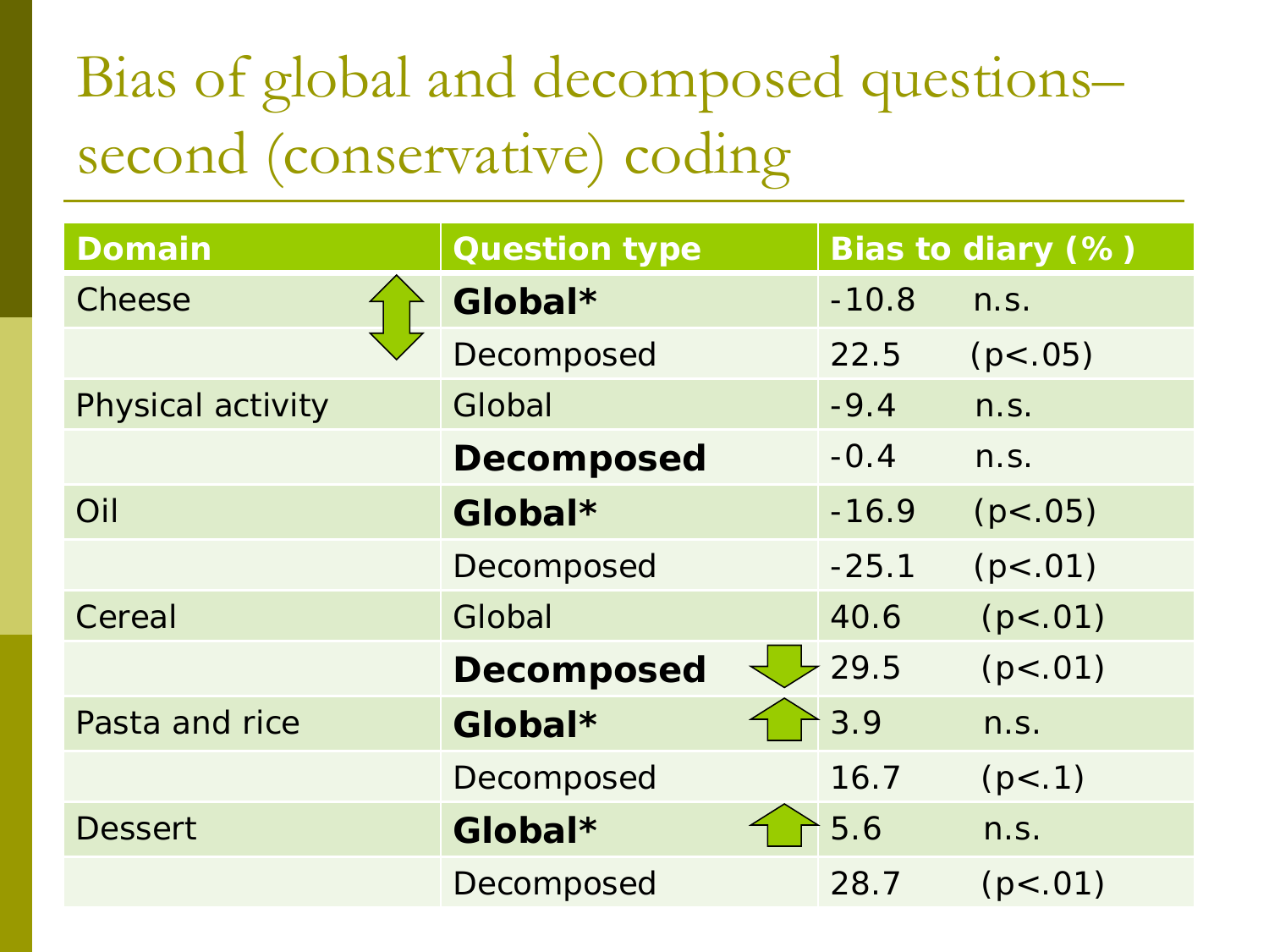# Bias of global and decomposed questions– second (conservative) coding

| Domain | Question type | Bias to diary (% ) |
|---|---|---|
| Cheese | **Global*** | -10.8 n.s. |
| | Decomposed | 22.5 ($p<.05$) |
| Physical activity | Global | -9.4 n.s. |
| | **Decomposed** | -0.4 n.s. |
| Oil | **Global*** | -16.9 ($p<.05$) |
| | Decomposed | -25.1 ($p<.01$) |
| Cereal | Global | 40.6 ($p<.01$) |
| | **Decomposed** | 29.5 ($p<.01$) |
| Pasta and rice | **Global*** | 3.9 n.s. |
| | Decomposed | 16.7 ($p<.1$) |
| Dessert | **Global*** | 5.6 n.s. |
| | Decomposed | 28.7 ($p<.01$) |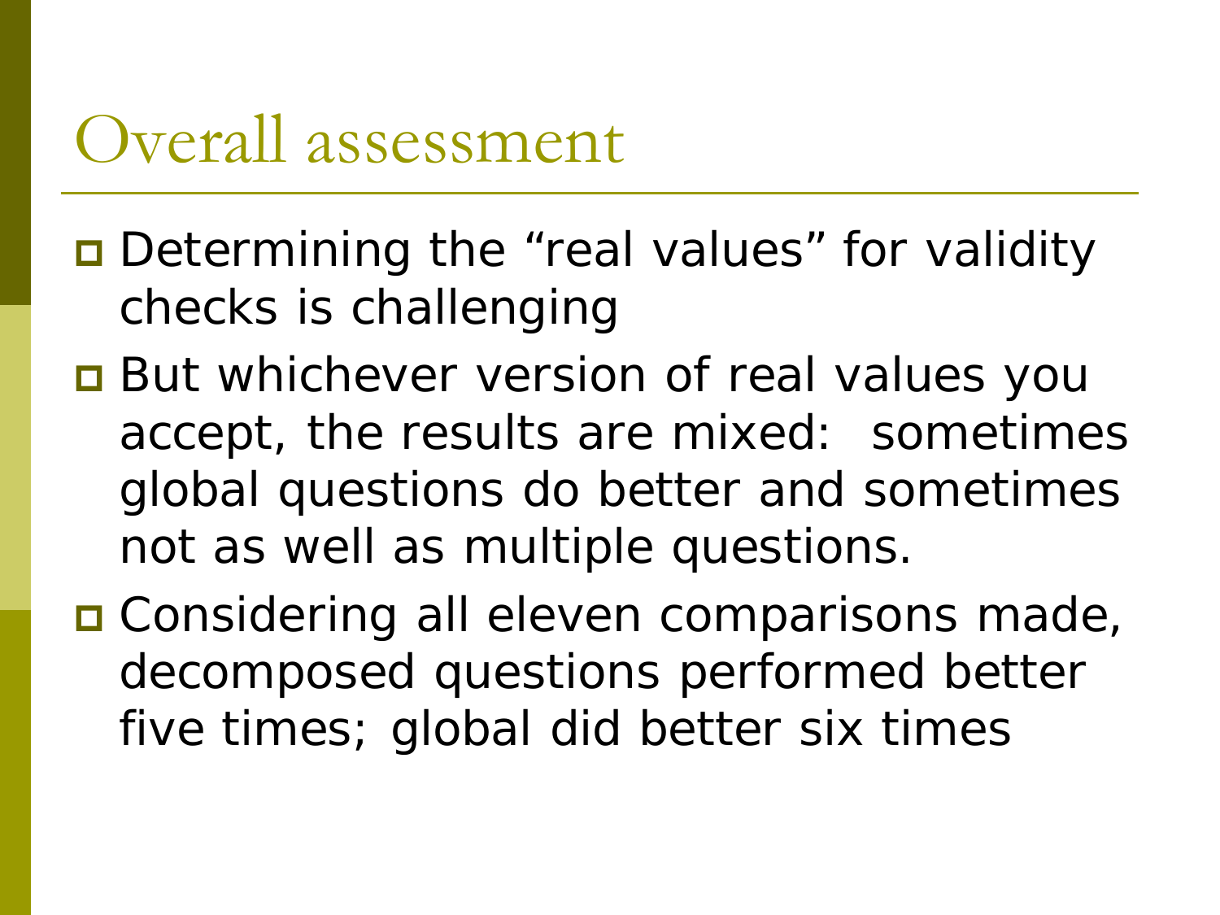# Overall assessment

- Determining the “real values” for validity checks is challenging
- But whichever version of real values you accept, the results are mixed:  sometimes global questions do better and sometimes not as well as multiple questions.
- Considering all eleven comparisons made, decomposed questions performed better five times; global did better six times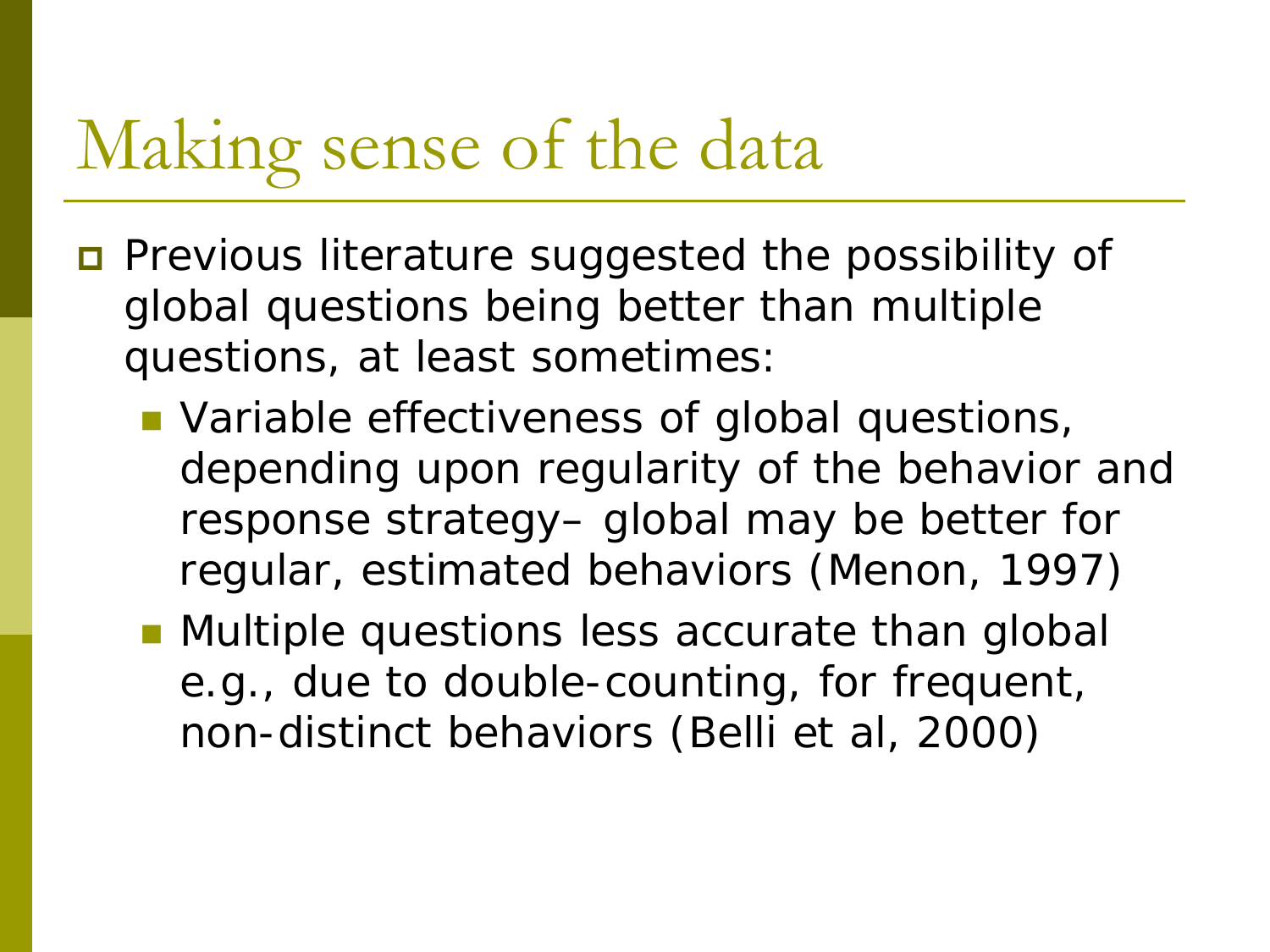# Making sense of the data

- Previous literature suggested the possibility of global questions being better than multiple questions, at least sometimes:
  - Variable effectiveness of global questions, depending upon regularity of the behavior and response strategy– global may be better for regular, estimated behaviors (Menon, 1997)
  - Multiple questions less accurate than global e.g., due to double-counting, for frequent, non-distinct behaviors (Belli et al, 2000)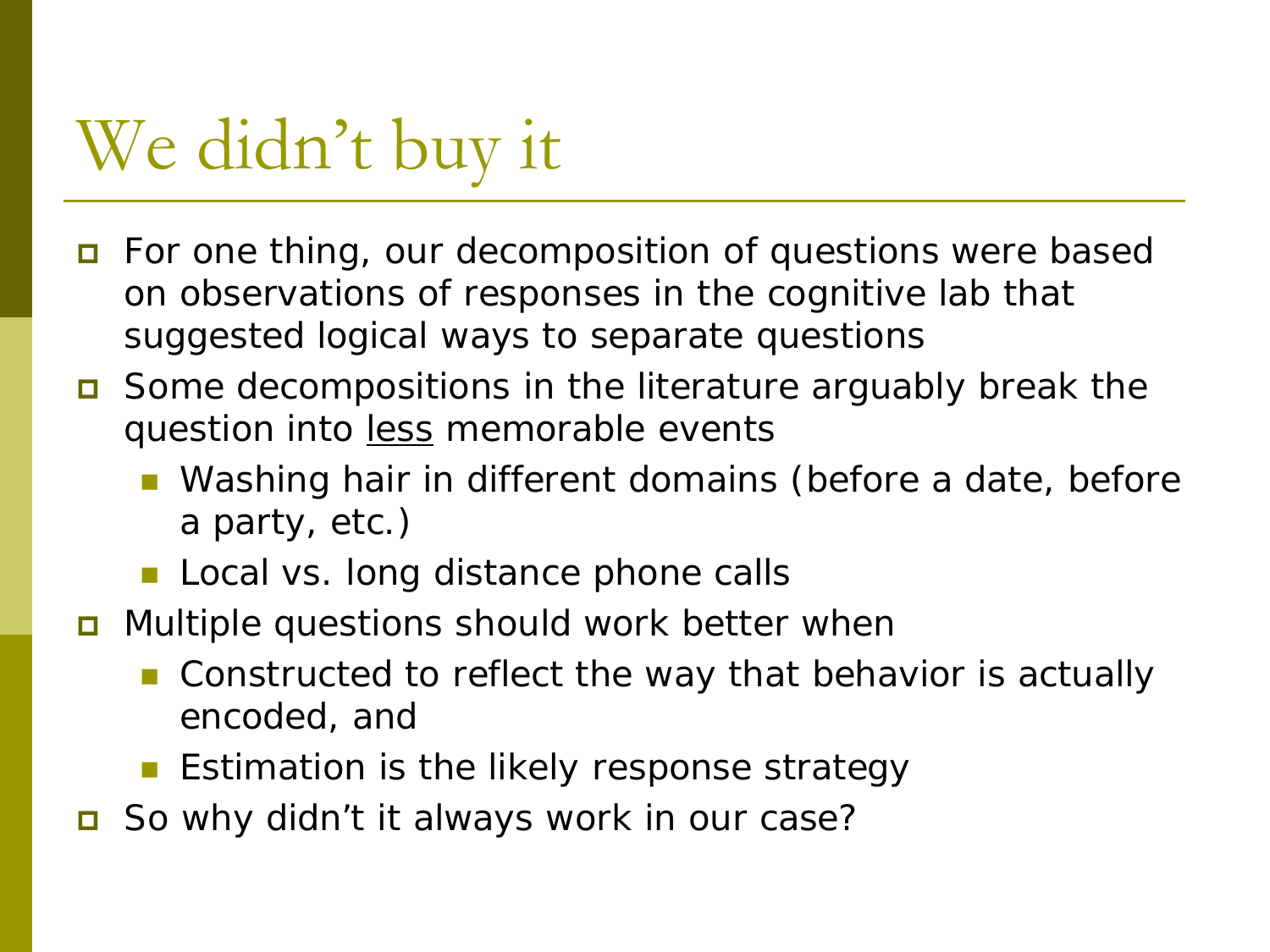# We didn't buy it

- For one thing, our decomposition of questions were based on observations of responses in the cognitive lab that suggested logical ways to separate questions
- Some decompositions in the literature arguably break the question into <u>less</u> memorable events
  - Washing hair in different domains (before a date, before a party, etc.)
  - Local vs. long distance phone calls
- Multiple questions should work better when
  - Constructed to reflect the way that behavior is actually encoded, and
  - Estimation is the likely response strategy
- So why didn't it always work in our case?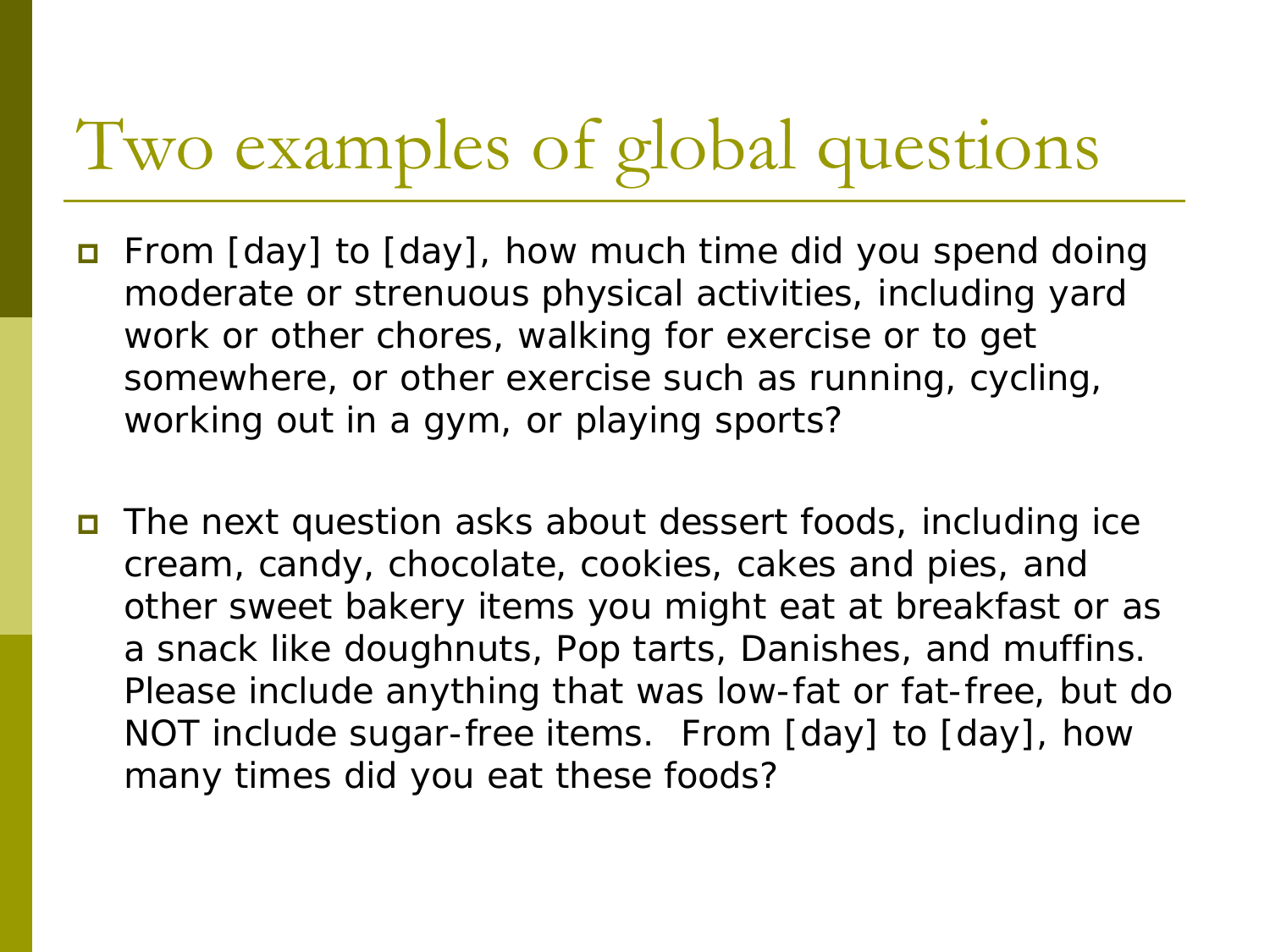# Two examples of global questions

- From [day] to [day], how much time did you spend doing moderate or strenuous physical activities, including yard work or other chores, walking for exercise or to get somewhere, or other exercise such as running, cycling, working out in a gym, or playing sports?

- The next question asks about dessert foods, including ice cream, candy, chocolate, cookies, cakes and pies, and other sweet bakery items you might eat at breakfast or as a snack like doughnuts, Pop tarts, Danishes, and muffins. Please include anything that was low-fat or fat-free, but do NOT include sugar-free items. From [day] to [day], how many times did you eat these foods?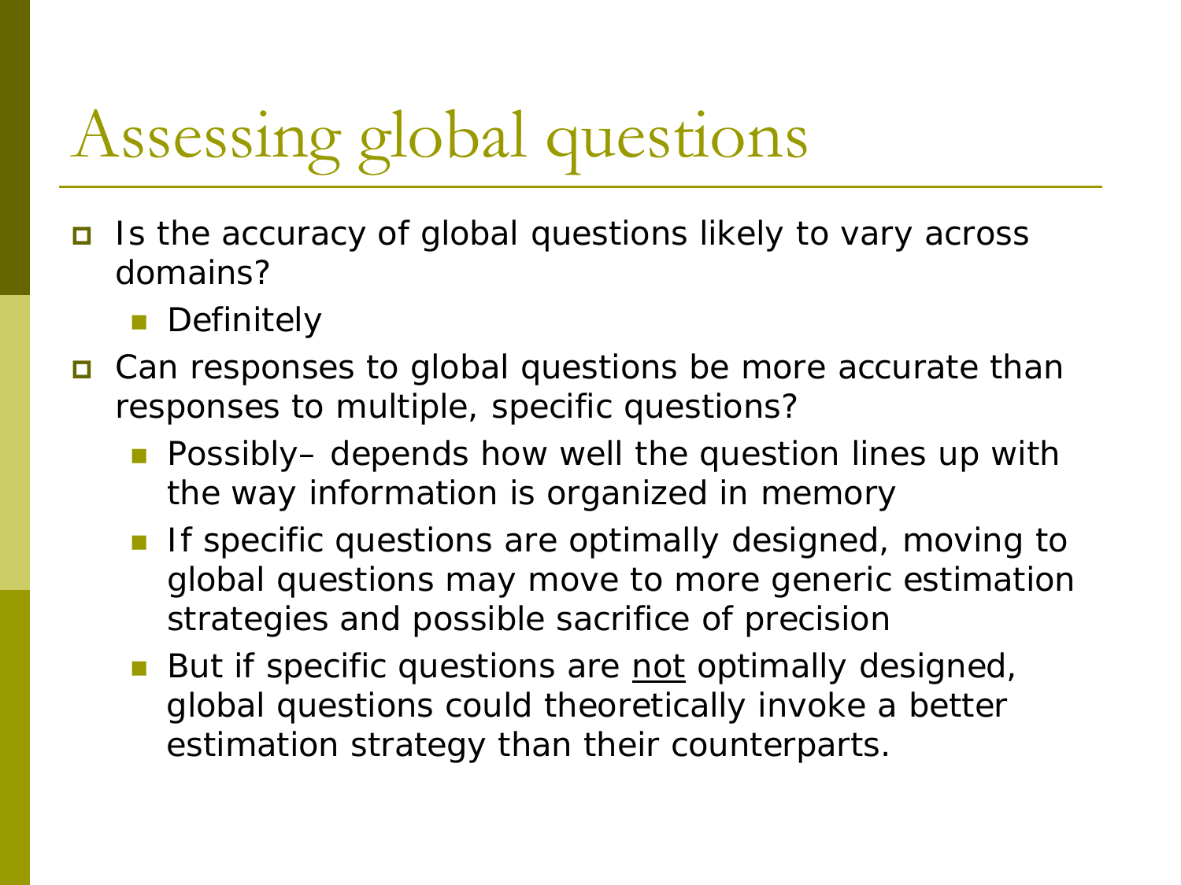# Assessing global questions

- Is the accuracy of global questions likely to vary across domains?
  - Definitely
- Can responses to global questions be more accurate than responses to multiple, specific questions?
  - Possibly– depends how well the question lines up with the way information is organized in memory
  - If specific questions are optimally designed, moving to global questions may move to more generic estimation strategies and possible sacrifice of precision
  - But if specific questions are <u>not</u> optimally designed, global questions could theoretically invoke a better estimation strategy than their counterparts.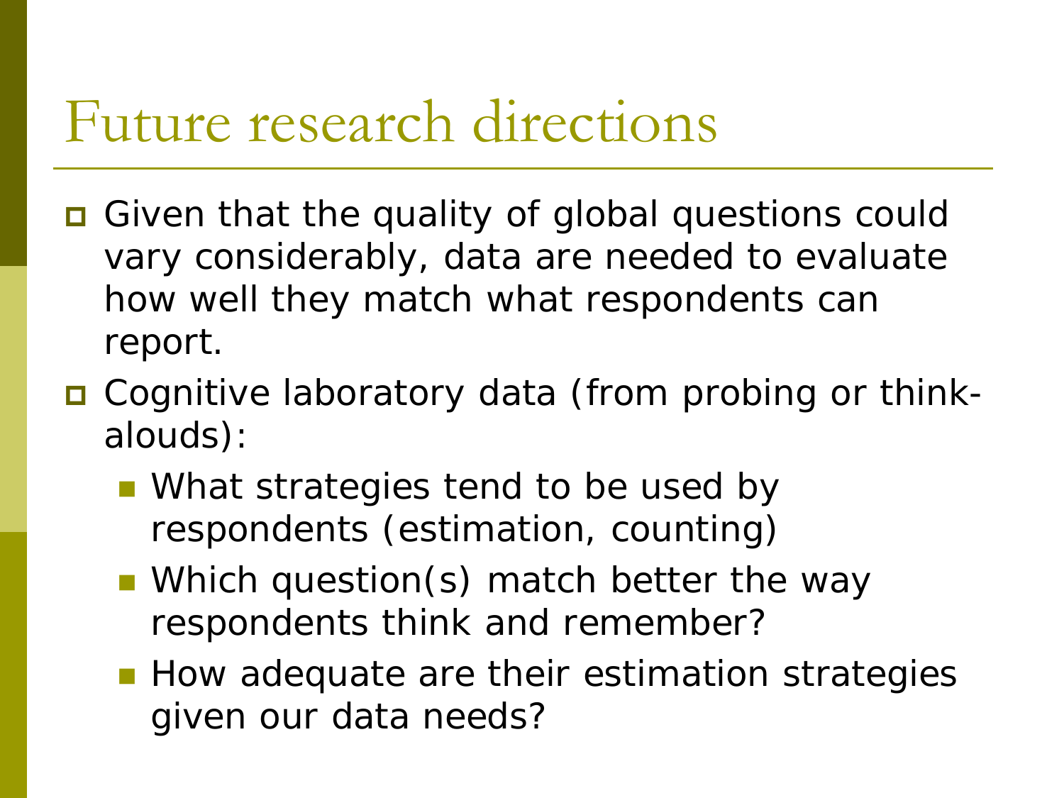# Future research directions

- Given that the quality of global questions could vary considerably, data are needed to evaluate how well they match what respondents can report.
- Cognitive laboratory data (from probing or think-alouds):
  - What strategies tend to be used by respondents (estimation, counting)
  - Which question(s) match better the way respondents think and remember?
  - How adequate are their estimation strategies given our data needs?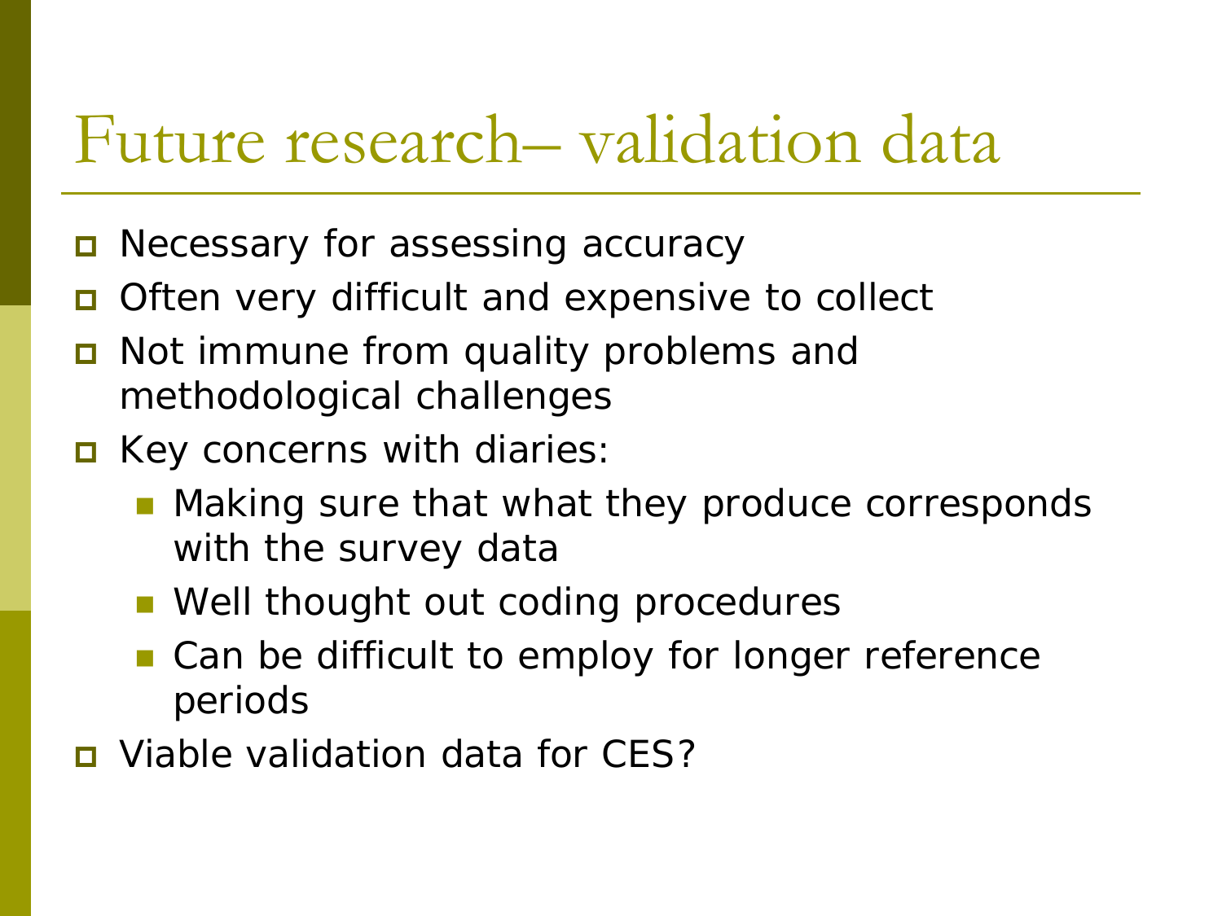# Future research– validation data

- Necessary for assessing accuracy
- Often very difficult and expensive to collect
- Not immune from quality problems and methodological challenges
- Key concerns with diaries:
  - Making sure that what they produce corresponds with the survey data
  - Well thought out coding procedures
  - Can be difficult to employ for longer reference periods
- Viable validation data for CES?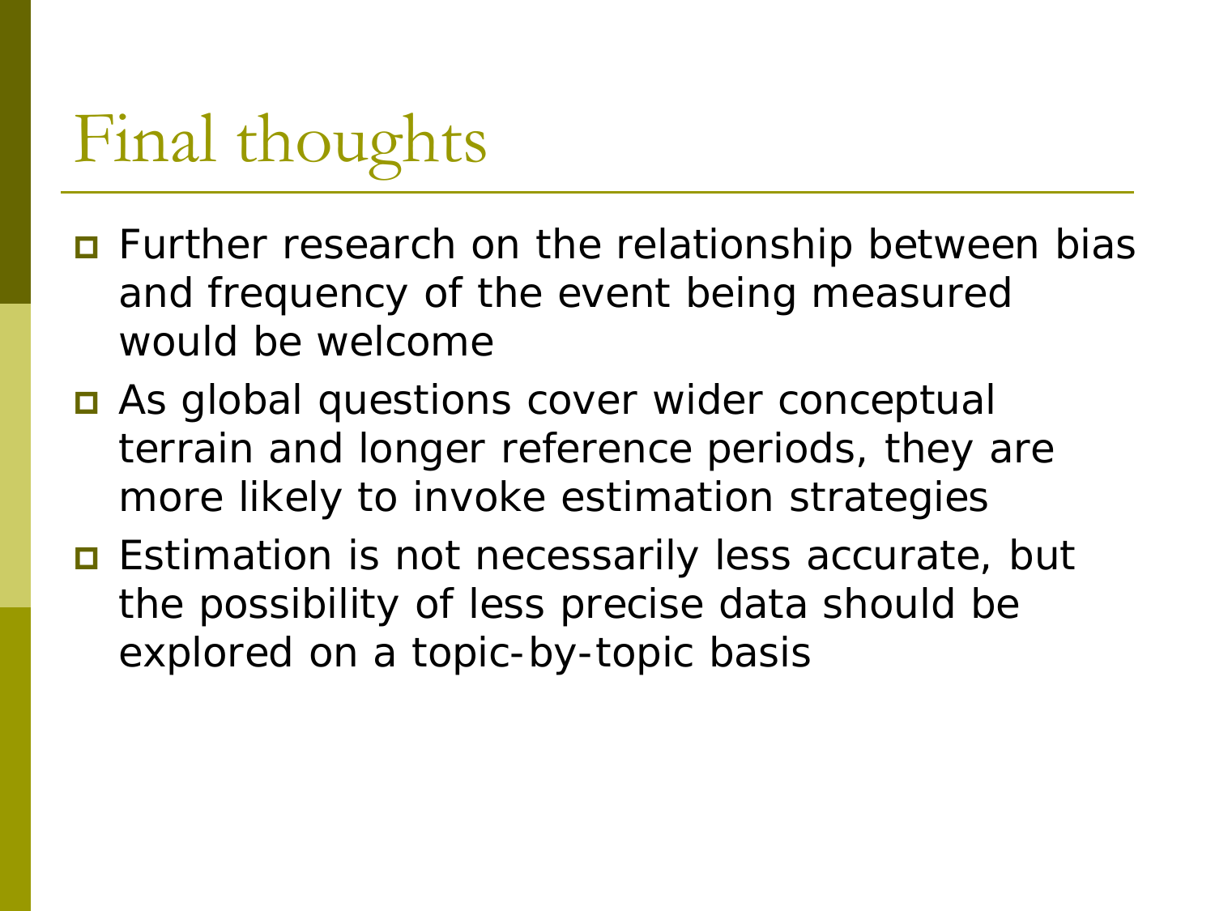# Final thoughts

- Further research on the relationship between bias and frequency of the event being measured would be welcome
- As global questions cover wider conceptual terrain and longer reference periods, they are more likely to invoke estimation strategies
- Estimation is not necessarily less accurate, but the possibility of less precise data should be explored on a topic-by-topic basis